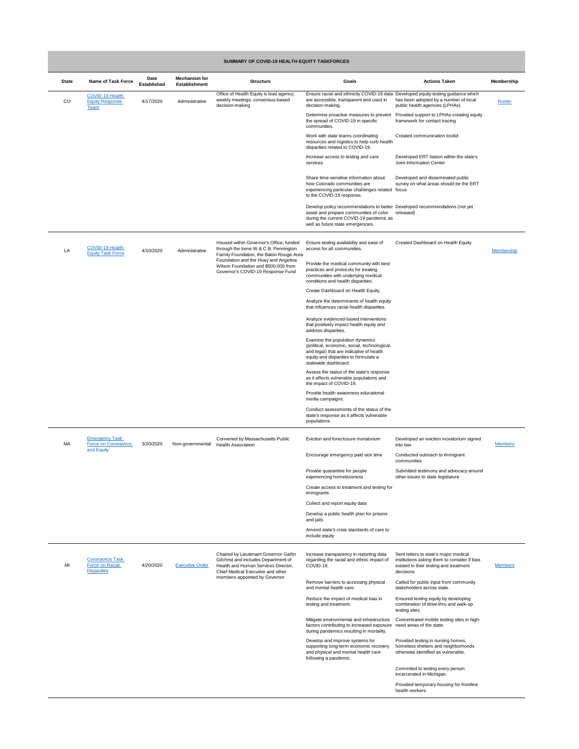**SUMMARY OF COVID-19 HEALTH EQUITY TASKFORCES**

| State | Name of Task Force | Date Established | Mechanism for Establishment | Structure | Goals | Actions Taken | Membership |
|---|---|---|---|---|---|---|---|
| CO | COVID-19 Health Equity Response Team | 4/17/2020 | Administrative | Office of Health Equity is lead agency; weekly meetings; consensus-based decision-making | Ensure racial and ethnicity COVID-19 data are accessible, transparent and used in decision-making. | Developed equity testing guidance which has been adopted by a number of local public health agencies (LPHAs) | Roster |
| | | | | | Determine proactive measures to prevent the spread of COVID-19 in specific communities. | Provided support to LPHAs creating equity framework for contact tracing | |
| | | | | | Work with state teams coordinating resources and logistics to help curb health disparities related to COVID-19. | Created communication toolkit | |
| | | | | | Increase access to testing and care services. | Developed ERT liaison within the state's Joint Information Center | |
| | | | | | Share time-sensitive information about how Colorado communities are experiencing particular challenges related to the COVID-19 response. | Developed and disseminated public survey on what areas should be the ERT focus | |
| | | | | | Develop policy recommendations to better assist and prepare communities of color during the current COVID-19 pandemic as well as future state emergencies. | Developed recommendations (not yet released) | |
| LA | COVID-19 Health Equity Task Force | 4/10/2020 | Administrative | Housed within Governor's Office; funded through the Irene W & C.B. Pennington Family Foundation, the Baton Rouge Area Foundation and the Huey and Angelina Wilson Foundation and $500,000 from Governor's COVID-19 Response Fund | Ensure testing availability and ease of access for all communities. | Created Dashboard on Health Equity | Membership |
| | | | | | Provide the medical community with best practices and protocols for treating communities with underlying medical conditions and health disparities. | | |
| | | | | | Create Dashboard on Health Equity. | | |
| | | | | | Analyze the determinants of health equity that influences racial health disparities. | | |
| | | | | | Analyze evidenced-based interventions that positively impact health equity and address disparities. | | |
| | | | | | Examine the population dynamics (political, economic, social, technological, and legal) that are indicative of health equity and disparities to formulate a statewide dashboard. | | |
| | | | | | Assess the status of the state's response as it affects vulnerable populations and the impact of COVID-19. | | |
| | | | | | Provide health awareness educational media campaigns. | | |
| | | | | | Conduct assessments of the status of the state's response as it affects vulnerable populations. | | |
| MA | Emergency Task Force on Coronavirus and Equity | 3/20/2020 | Non-governmental | Convened by Massachusetts Public Health Association | Eviction and foreclosure moratorium | Developed an eviction moratorium signed into law | Members |
| | | | | | Encourage emergency paid sick time | Conducted outreach to immigrant communities | |
| | | | | | Provide quarantine for people experiencing homelessness | Submitted testimony and advocacy around other issues to state legislature | |
| | | | | | Create access to treatment and testing for immigrants | | |
| | | | | | Collect and report equity data | | |
| | | | | | Develop a public health plan for prisons and jails | | |
| | | | | | Amend state's crisis standards of care to include equity | | |
| MI | Coronavirus Task Force on Racial Disparities | 4/20/2020 | Executive Order | Chaired by Lieutenant Governor Garlin Gilchrist and includes Department of Health and Human Services Director, Chief Medical Executive and other members appointed by Governor | Increase transparency in reporting data regarding the racial and ethnic impact of COVID-19. | Sent letters to state's major medical institutions asking them to consider if bias existed in their testing and treatment decisions | Members |
| | | | | | Remove barriers to accessing physical and mental health care. | Called for public input from community stakeholders across state. | |
| | | | | | Reduce the impact of medical bias in testing and treatment. | Ensured testing equity by developing combination of drive-thru and walk-up testing sites. | |
| | | | | | Mitigate environmental and infrastructure factors contributing to increased exposure during pandemics resulting in mortality. | Concentrated mobile testing sites in high-need areas of the state. | |
| | | | | | Develop and improve systems for supporting long-term economic recovery and physical and mental health care following a pandemic. | Provided testing in nursing homes, homeless shelters and neighborhoods otherwise identified as vulnerable. | |
| | | | | | | Commited to testing every person incarcerated in Michigan. | |
| | | | | | | Provided temporary housing for frontline health workers. | |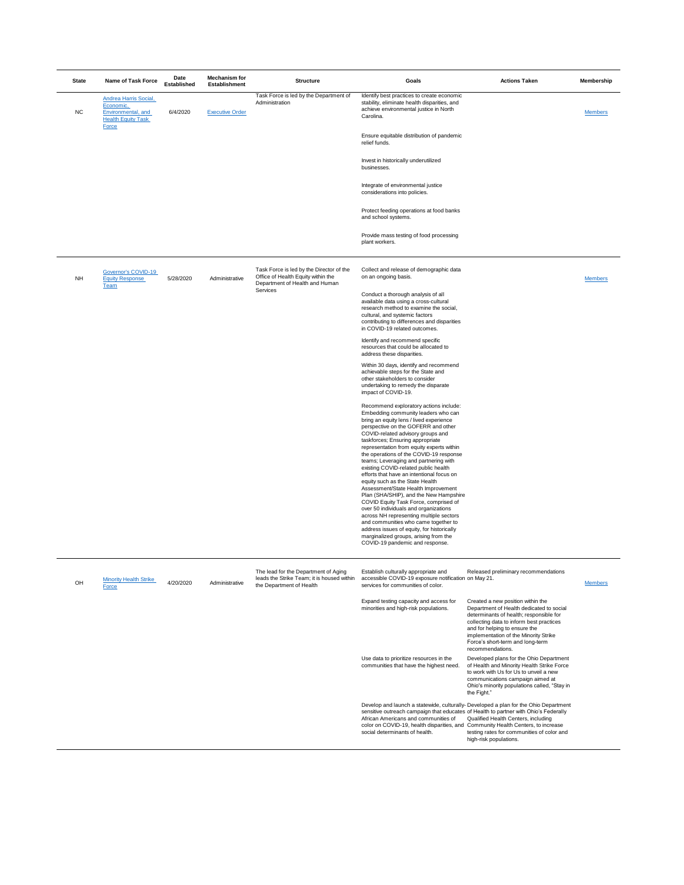| State | Name of Task Force | Date Established | Mechanism for Establishment | Structure | Goals | Actions Taken | Membership |
|---|---|---|---|---|---|---|---|
| NC | Andrea Harris Social, Economic, Environmental, and Health Equity Task Force | 6/4/2020 | Executive Order | Task Force is led by the Department of Administration | Identify best practices to create economic stability, eliminate health disparities, and achieve environmental justice in North Carolina. | | Members |
| | | | | | Ensure equitable distribution of pandemic relief funds. | | |
| | | | | | Invest in historically underutilized businesses. | | |
| | | | | | Integrate of environmental justice considerations into policies. | | |
| | | | | | Protect feeding operations at food banks and school systems. | | |
| | | | | | Provide mass testing of food processing plant workers. | | |
| NH | Governor's COVID-19 Equity Response Team | 5/28/2020 | Administrative | Task Force is led by the Director of the Office of Health Equity within the Department of Health and Human Services | Collect and release of demographic data on an ongoing basis. | | Members |
| | | | | | Conduct a thorough analysis of all available data using a cross-cultural research method to examine the social, cultural, and systemic factors contributing to differences and disparities in COVID-19 related outcomes. | | |
| | | | | | Identify and recommend specific resources that could be allocated to address these disparities. | | |
| | | | | | Within 30 days, identify and recommend achievable steps for the State and other stakeholders to consider undertaking to remedy the disparate impact of COVID-19. | | |
| | | | | | Recommend exploratory actions include: Embedding community leaders who can bring an equity lens / lived experience perspective on the GOFERR and other COVID-related advisory groups and taskforces; Ensuring appropriate representation from equity experts within the operations of the COVID-19 response teams; Leveraging and partnering with existing COVID-related public health efforts that have an intentional focus on equity such as the State Health Assessment/State Health Improvement Plan (SHA/SHIP), and the New Hampshire COVID Equity Task Force, comprised of over 50 individuals and organizations across NH representing multiple sectors and communities who came together to address issues of equity, for historically marginalized groups, arising from the COVID-19 pandemic and response. | | |
| OH | Minority Health Strike Force | 4/20/2020 | Administrative | The lead for the Department of Aging leads the Strike Team; it is housed within the Department of Health | Establish culturally appropriate and accessible COVID-19 exposure notification services for communities of color. | Released preliminary recommendations on May 21. | Members |
| | | | | | Expand testing capacity and access for minorities and high-risk populations. | Created a new position within the Department of Health dedicated to social determinants of health; responsible for collecting data to inform best practices and for helping to ensure the implementation of the Minority Strike Force's short-term and long-term recommendations. | |
| | | | | | Use data to prioritize resources in the communities that have the highest need. | Developed plans for the Ohio Department of Health and Minority Health Strike Force to work with Us for Us to unveil a new communications campaign aimed at Ohio's minority populations called, "Stay in the Fight." | |
| | | | | | Develop and launch a statewide, culturally-sensitive outreach campaign that educates African Americans and communities of color on COVID-19, health disparities, and social determinants of health. | Developed a plan for the Ohio Department of Health to partner with Ohio's Federally Qualified Health Centers, including Community Health Centers, to increase testing rates for communities of color and high-risk populations. | |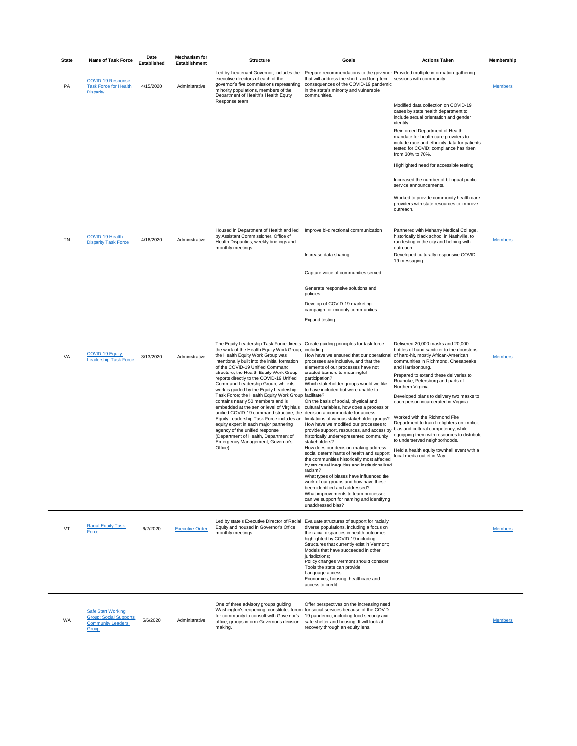| State | Name of Task Force | Date Established | Mechanism for Establishment | Structure | Goals | Actions Taken | Membership |
|---|---|---|---|---|---|---|---|
| PA | COVID-19 Response Task Force for Health Disparity | 4/15/2020 | Administrative | Led by Lieutenant Governor; includes the executive directors of each of the governor's five commissions representing minority populations, members of the Department of Health's Health Equity Response team | Prepare recommendations to the governor that will address the short- and long-term consequences of the COVID-19 pandemic in the state's minority and vulnerable communities. | Provided multiple information-gathering sessions with community.<br><br>Modified data collection on COVID-19 cases by state health department to include sexual orientation and gender identity.<br><br>Reinforced Department of Health mandate for health care providers to include race and ethnicity data for patients tested for COVID; compliance has risen from 30% to 70%.<br><br>Highlighted need for accessible testing.<br><br>Increased the number of bilingual public service announcements.<br><br>Worked to provide community health care providers with state resources to improve outreach. | Members |
| TN | COVID-19 Health Disparity Task Force | 4/16/2020 | Administrative | Housed in Department of Health and led by Assistant Commissioner, Office of Health Disparities; weekly briefings and monthly meetings. | Improve bi-directional communication<br><br>Increase data sharing<br><br>Capture voice of communities served<br><br>Generate responsive solutions and policies<br><br>Develop of COVID-19 marketing campaign for minority communities<br><br>Expand testing | Partnered with Meharry Medical College, historically black school in Nashville, to run testing in the city and helping with outreach.<br><br>Developed culturally responsive COVID-19 messaging. | Members |
| VA | COVID-19 Equity Leadership Task Force | 3/13/2020 | Administrative | The Equity Leadership Task Force directs the work of the Health Equity Work Group; the Health Equity Work Group was intentionally built into the initial formation of the COVID-19 Unified Command structure; the Health Equity Work Group reports directly to the COVID-19 Unified Command Leadership Group, while its work is guided by the Equity Leadership Task Force; the Health Equity Work Group contains nearly 50 members and is embedded at the senior level of Virginia's unified COVID-19 command structure; the Equity Leadership Task Force includes an equity expert in each major partnering agency of the unified response (Department of Health, Department of Emergency Management, Governor's Office). | Create guiding principles for task force including:<br>How have we ensured that our operational processes are inclusive, and that the elements of our processes have not created barriers to meaningful participation?<br>Which stakeholder groups would we like to have included but were unable to facilitate?<br>On the basis of social, physical and cultural variables, how does a process or decision accommodate for access limitations of various stakeholder groups?<br>How have we modified our processes to provide support, resources, and access by historically underrepresented community stakeholders?<br>How does our decision-making address social determinants of health and support the communities historically most affected by structural inequities and institutionalized racism?<br>What types of biases have influenced the work of our groups and how have these been identified and addressed?<br>What improvements to team processes can we support for naming and identifying unaddressed bias? | Delivered 20,000 masks and 20,000 bottles of hand sanitizer to the doorsteps of hard-hit, mostly African-American communities in Richmond, Chesapeake and Harrisonburg.<br><br>Prepared to extend these deliveries to Roanoke, Petersburg and parts of Northern Virginia.<br><br>Developed plans to delivery two masks to each person incarcerated in Virginia.<br><br>Worked with the Richmond Fire Department to train firefighters on implicit bias and cultural competency, while equipping them with resources to distribute to underserved neighborhoods.<br><br>Held a health equity townhall event with a local media outlet in May. | Members |
| VT | Racial Equity Task Force | 6/2/2020 | Executive Order | Led by state's Executive Director of Racial Equity and housed in Governor's Office; monthly meetings. | Evaluate structures of support for racially diverse populations, including a focus on the racial disparities in health outcomes highlighted by COVID-19 including:<br>Structures that currently exist in Vermont;<br>Models that have succeeded in other jurisdictions;<br>Policy changes Vermont should consider;<br>Tools the state can provide;<br>Language access;<br>Economics, housing, healthcare and access to credit | | Members |
| WA | Safe Start Working Group: Social Supports Community Leaders Group | 5/6/2020 | Administrative | One of three advisory groups guiding Washington's reopening; constitutes forum for community to consult with Governor's office; groups inform Governor's decision-making. | Offer perspectives on the increasing need for social services because of the COVID-19 pandemic, including food security and safe shelter and housing. It will look at recovery through an equity lens. | | Members |